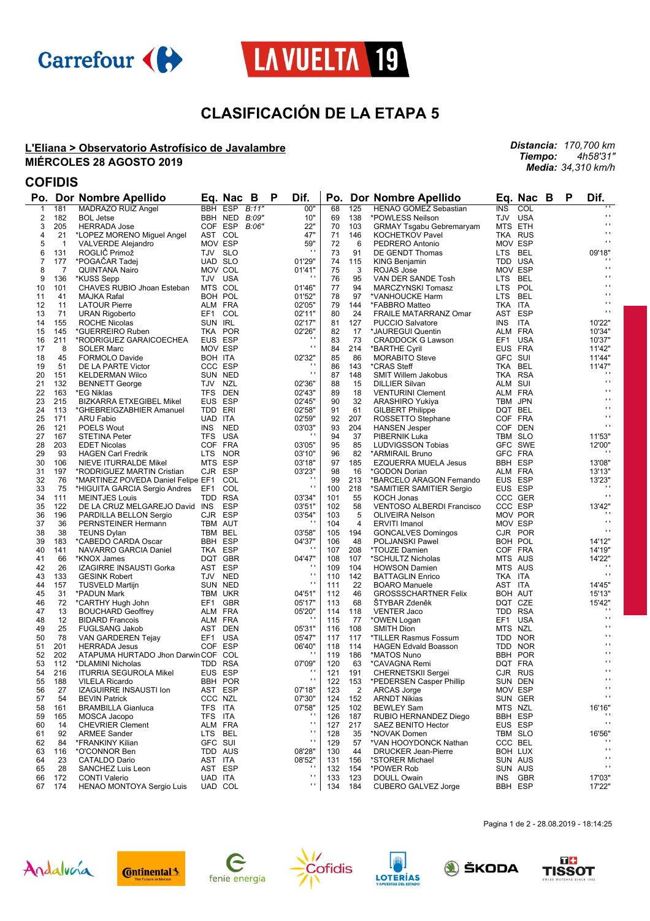# CLASIFICACIÓN DE LA ETAPA 5

**L'Eliana > Observatorio Astrofísico de Javalambre**
**MIÉRCOLES 28 AGOSTO 2019**

*Distancia:* 170,700 km
*Tiempo:* 4h58'31"
*Media:* 34,310 km/h

## COFIDIS

| Po. | Dor | Nombre Apellido | Eq. | Nac | B | P | Dif. |
|---|---|---|---|---|---|---|---|
| 1 | 181 | MADRAZO RUIZ Angel | BBH | ESP | B:11" | | 00" |
| 2 | 182 | BOL Jetse | BBH | NED | B:09" | | 10" |
| 3 | 205 | HERRADA Jose | COF | ESP | B:06" | | 22" |
| 4 | 21 | *LOPEZ MORENO Miguel Angel | AST | COL | | | 47" |
| 5 | 1 | VALVERDE Alejandro | MOV | ESP | | | 59" |
| 6 | 131 | ROGLIČ Primož | TJV | SLO | | | ' ' |
| 7 | 177 | *POGAČAR Tadej | UAD | SLO | | | 01'29" |
| 8 | 7 | QUINTANA Nairo | MOV | COL | | | 01'41" |
| 9 | 136 | *KUSS Sepp | TJV | USA | | | ' ' |
| 10 | 101 | CHAVES RUBIO Jhoan Esteban | MTS | COL | | | 01'46" |
| 11 | 41 | MAJKA Rafal | BOH | POL | | | 01'52" |
| 12 | 11 | LATOUR Pierre | ALM | FRA | | | 02'05" |
| 13 | 71 | URAN Rigoberto | EF1 | COL | | | 02'11" |
| 14 | 155 | ROCHE Nicolas | SUN | IRL | | | 02'17" |
| 15 | 145 | *GUERREIRO Ruben | TKA | POR | | | 02'26" |
| 16 | 211 | *RODRIGUEZ GARAICOECHEA | EUS | ESP | | | ' ' |
| 17 | 8 | SOLER Marc | MOV | ESP | | | ' ' |
| 18 | 45 | FORMOLO Davide | BOH | ITA | | | 02'32" |
| 19 | 51 | DE LA PARTE Victor | CCC | ESP | | | ' ' |
| 20 | 151 | KELDERMAN Wilco | SUN | NED | | | ' ' |
| 21 | 132 | BENNETT George | TJV | NZL | | | 02'36" |
| 22 | 163 | *EG Niklas | TFS | DEN | | | 02'43" |
| 23 | 215 | BIZKARRA ETXEGIBEL Mikel | EUS | ESP | | | 02'45" |
| 24 | 113 | *GHEBREIGZABHIER Amanuel | TDD | ERI | | | 02'58" |
| 25 | 171 | ARU Fabio | UAD | ITA | | | 02'59" |
| 26 | 121 | POELS Wout | INS | NED | | | 03'03" |
| 27 | 167 | STETINA Peter | TFS | USA | | | ' ' |
| 28 | 203 | EDET Nicolas | COF | FRA | | | 03'05" |
| 29 | 93 | HAGEN Carl Fredrik | LTS | NOR | | | 03'10" |
| 30 | 106 | NIEVE ITURRALDE Mikel | MTS | ESP | | | 03'18" |
| 31 | 197 | *RODRIGUEZ MARTIN Cristian | CJR | ESP | | | 03'23" |
| 32 | 76 | *MARTINEZ POVEDA Daniel Felipe | EF1 | COL | | | ' ' |
| 33 | 75 | *HIGUITA GARCIA Sergio Andres | EF1 | COL | | | ' ' |
| 34 | 111 | MEINTJES Louis | TDD | RSA | | | 03'34" |
| 35 | 122 | DE LA CRUZ MELGAREJO David | INS | ESP | | | 03'51" |
| 36 | 196 | PARDILLA BELLON Sergio | CJR | ESP | | | 03'54" |
| 37 | 36 | PERNSTEINER Hermann | TBM | AUT | | | ' ' |
| 38 | 38 | TEUNS Dylan | TBM | BEL | | | 03'58" |
| 39 | 183 | *CABEDO CARDA Oscar | BBH | ESP | | | 04'37" |
| 40 | 141 | NAVARRO GARCIA Daniel | TKA | ESP | | | ' ' |
| 41 | 66 | *KNOX James | DQT | GBR | | | 04'47" |
| 42 | 26 | IZAGIRRE INSAUSTI Gorka | AST | ESP | | | ' ' |
| 43 | 133 | GESINK Robert | TJV | NED | | | ' ' |
| 44 | 157 | TUSVELD Martijn | SUN | NED | | | ' ' |
| 45 | 31 | *PADUN Mark | TBM | UKR | | | 04'51" |
| 46 | 72 | *CARTHY Hugh John | EF1 | GBR | | | 05'17" |
| 47 | 13 | BOUCHARD Geoffrey | ALM | FRA | | | 05'20" |
| 48 | 12 | BIDARD Francois | ALM | FRA | | | ' ' |
| 49 | 25 | FUGLSANG Jakob | AST | DEN | | | 05'31" |
| 50 | 78 | VAN GARDEREN Tejay | EF1 | USA | | | 05'47" |
| 51 | 201 | HERRADA Jesus | COF | ESP | | | 06'40" |
| 52 | 202 | ATAPUMA HURTADO Jhon Darwin | COF | COL | | | ' ' |
| 53 | 112 | *DLAMINI Nicholas | TDD | RSA | | | 07'09" |
| 54 | 216 | ITURRIA SEGUROLA Mikel | EUS | ESP | | | ' ' |
| 55 | 188 | VILELA Ricardo | BBH | POR | | | ' ' |
| 56 | 27 | IZAGUIRRE INSAUSTI Ion | AST | ESP | | | 07'18" |
| 57 | 54 | BEVIN Patrick | CCC | NZL | | | 07'30" |
| 58 | 161 | BRAMBILLA Gianluca | TFS | ITA | | | 07'58" |
| 59 | 165 | MOSCA Jacopo | TFS | ITA | | | ' ' |
| 60 | 14 | CHEVRIER Clement | ALM | FRA | | | ' ' |
| 61 | 92 | ARMEE Sander | LTS | BEL | | | ' ' |
| 62 | 84 | *FRANKINY Kilian | GFC | SUI | | | ' ' |
| 63 | 116 | *O'CONNOR Ben | TDD | AUS | | | 08'28" |
| 64 | 23 | CATALDO Dario | AST | ITA | | | 08'52" |
| 65 | 28 | SANCHEZ Luis Leon | AST | ESP | | | ' ' |
| 66 | 172 | CONTI Valerio | UAD | ITA | | | ' ' |
| 67 | 174 | HENAO MONTOYA Sergio Luis | UAD | COL | | | ' ' |
| 68 | 125 | HENAO GOMEZ Sebastian | INS | COL | | | ' ' |
| 69 | 138 | *POWLESS Neilson | TJV | USA | | | ' ' |
| 70 | 103 | GRMAY Tsgabu Gebremaryam | MTS | ETH | | | ' ' |
| 71 | 146 | KOCHETKOV Pavel | TKA | RUS | | | ' ' |
| 72 | 6 | PEDRERO Antonio | MOV | ESP | | | ' ' |
| 73 | 91 | DE GENDT Thomas | LTS | BEL | | | 09'18" |
| 74 | 115 | KING Benjamin | TDD | USA | | | ' ' |
| 75 | 3 | ROJAS Jose | MOV | ESP | | | ' ' |
| 76 | 95 | VAN DER SANDE Tosh | LTS | BEL | | | ' ' |
| 77 | 94 | MARCZYNSKI Tomasz | LTS | POL | | | ' ' |
| 78 | 97 | *VANHOUCKE Harm | LTS | BEL | | | ' ' |
| 79 | 144 | *FABBRO Matteo | TKA | ITA | | | ' ' |
| 80 | 24 | FRAILE MATARRANZ Omar | AST | ESP | | | ' ' |
| 81 | 127 | PUCCIO Salvatore | INS | ITA | | | 10'22" |
| 82 | 17 | *JAUREGUI Quentin | ALM | FRA | | | 10'34" |
| 83 | 73 | CRADDOCK G Lawson | EF1 | USA | | | 10'37" |
| 84 | 214 | *BARTHE Cyril | EUS | FRA | | | 11'42" |
| 85 | 86 | MORABITO Steve | GFC | SUI | | | 11'44" |
| 86 | 143 | *CRAS Steff | TKA | BEL | | | 11'47" |
| 87 | 148 | SMIT Willem Jakobus | TKA | RSA | | | ' ' |
| 88 | 15 | DILLIER Silvan | ALM | SUI | | | ' ' |
| 89 | 18 | VENTURINI Clement | ALM | FRA | | | ' ' |
| 90 | 32 | ARASHIRO Yukiya | TBM | JPN | | | ' ' |
| 91 | 61 | GILBERT Philippe | DQT | BEL | | | ' ' |
| 92 | 207 | ROSSETTO Stephane | COF | FRA | | | ' ' |
| 93 | 204 | HANSEN Jesper | COF | DEN | | | ' ' |
| 94 | 37 | PIBERNIK Luka | TBM | SLO | | | 11'53" |
| 95 | 85 | LUDVIGSSON Tobias | GFC | SWE | | | 12'00" |
| 96 | 82 | *ARMIRAIL Bruno | GFC | FRA | | | ' ' |
| 97 | 185 | EZQUERRA MUELA Jesus | BBH | ESP | | | 13'08" |
| 98 | 16 | *GODON Dorian | ALM | FRA | | | 13'13" |
| 99 | 213 | *BARCELO ARAGON Fernando | EUS | ESP | | | 13'23" |
| 100 | 218 | *SAMITIER SAMITIER Sergio | EUS | ESP | | | ' ' |
| 101 | 55 | KOCH Jonas | CCC | GER | | | ' ' |
| 102 | 58 | VENTOSO ALBERDI Francisco | CCC | ESP | | | 13'42" |
| 103 | 5 | OLIVEIRA Nelson | MOV | POR | | | ' ' |
| 104 | 4 | ERVITI Imanol | MOV | ESP | | | ' ' |
| 105 | 194 | GONCALVES Domingos | CJR | POR | | | ' ' |
| 106 | 48 | POLJANSKI Pawel | BOH | POL | | | 14'12" |
| 107 | 208 | *TOUZE Damien | COF | FRA | | | 14'19" |
| 108 | 107 | *SCHULTZ Nicholas | MTS | AUS | | | 14'22" |
| 109 | 104 | HOWSON Damien | MTS | AUS | | | ' ' |
| 110 | 142 | BATTAGLIN Enrico | TKA | ITA | | | ' ' |
| 111 | 22 | BOARO Manuele | AST | ITA | | | 14'45" |
| 112 | 46 | GROSSSCHARTNER Felix | BOH | AUT | | | 15'13" |
| 113 | 68 | ŠTYBAR Zdeněk | DQT | CZE | | | 15'42" |
| 114 | 118 | VENTER Jaco | TDD | RSA | | | ' ' |
| 115 | 77 | *OWEN Logan | EF1 | USA | | | ' ' |
| 116 | 108 | SMITH Dion | MTS | NZL | | | ' ' |
| 117 | 117 | *TILLER Rasmus Fossum | TDD | NOR | | | ' ' |
| 118 | 114 | HAGEN Edvald Boasson | TDD | NOR | | | ' ' |
| 119 | 186 | *MATOS Nuno | BBH | POR | | | ' ' |
| 120 | 63 | *CAVAGNA Remi | DQT | FRA | | | ' ' |
| 121 | 191 | CHERNETSKII Sergei | CJR | RUS | | | ' ' |
| 122 | 153 | *PEDERSEN Casper Phillip | SUN | DEN | | | ' ' |
| 123 | 2 | ARCAS Jorge | MOV | ESP | | | ' ' |
| 124 | 152 | ARNDT Nikias | SUN | GER | | | ' ' |
| 125 | 102 | BEWLEY Sam | MTS | NZL | | | 16'16" |
| 126 | 187 | RUBIO HERNANDEZ Diego | BBH | ESP | | | ' ' |
| 127 | 217 | SAEZ BENITO Hector | EUS | ESP | | | ' ' |
| 128 | 35 | *NOVAK Domen | TBM | SLO | | | 16'56" |
| 129 | 57 | *VAN HOOYDONCK Nathan | CCC | BEL | | | ' ' |
| 130 | 44 | DRUCKER Jean-Pierre | BOH | LUX | | | ' ' |
| 131 | 156 | *STORER Michael | SUN | AUS | | | ' ' |
| 132 | 154 | *POWER Rob | SUN | AUS | | | ' ' |
| 133 | 123 | DOULL Owain | INS | GBR | | | 17'03" |
| 134 | 184 | CUBERO GALVEZ Jorge | BBH | ESP | | | 17'22" |

Pagina 1 de 2 - 28.08.2019 - 18:14:25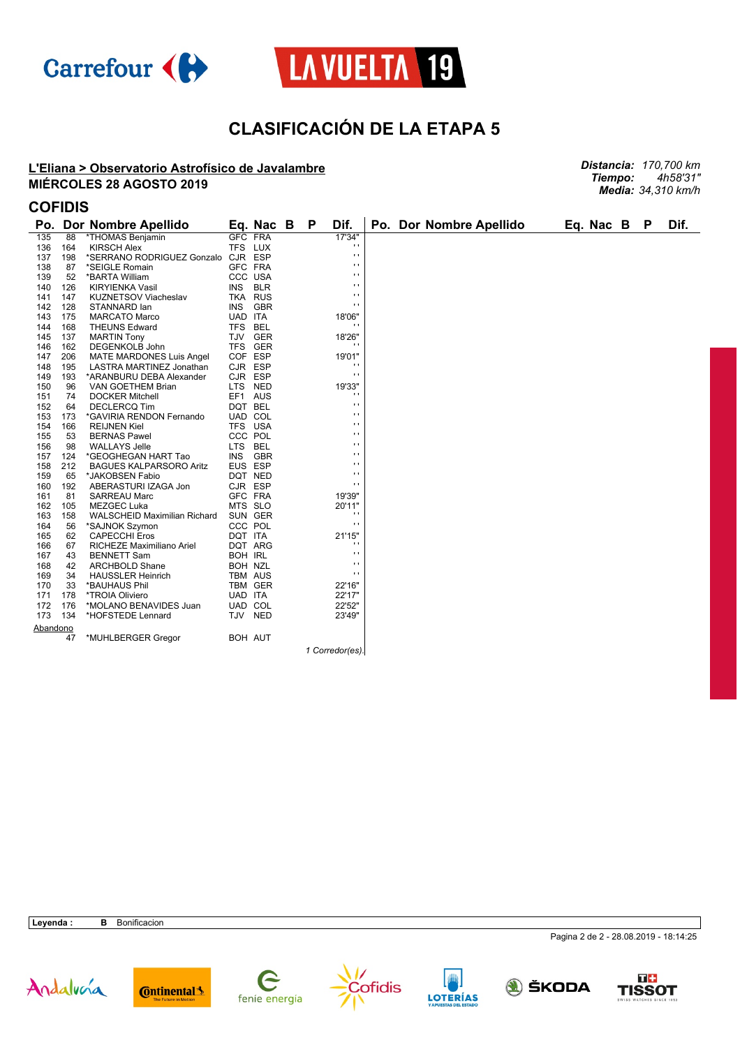# CLASIFICACIÓN DE LA ETAPA 5

**L'Eliana > Observatorio Astrofísico de Javalambre**
**MIÉRCOLES 28 AGOSTO 2019**

***Distancia:*** *170,700 km*
***Tiempo:*** *4h58'31"*
***Media:*** *34,310 km/h*

## COFIDIS

| Po. | Dor | Nombre Apellido | Eq. | Nac | B | P | Dif. |
|---|---|---|---|---|---|---|---|
| 135 | 88 | *THOMAS Benjamin | GFC | FRA | | | 17'34" |
| 136 | 164 | KIRSCH Alex | TFS | LUX | | | ' ' |
| 137 | 198 | *SERRANO RODRIGUEZ Gonzalo | CJR | ESP | | | ' ' |
| 138 | 87 | *SEIGLE Romain | GFC | FRA | | | ' ' |
| 139 | 52 | *BARTA William | CCC | USA | | | ' ' |
| 140 | 126 | KIRYIENKA Vasil | INS | BLR | | | ' ' |
| 141 | 147 | KUZNETSOV Viacheslav | TKA | RUS | | | ' ' |
| 142 | 128 | STANNARD Ian | INS | GBR | | | ' ' |
| 143 | 175 | MARCATO Marco | UAD | ITA | | | 18'06" |
| 144 | 168 | THEUNS Edward | TFS | BEL | | | ' ' |
| 145 | 137 | MARTIN Tony | TJV | GER | | | 18'26" |
| 146 | 162 | DEGENKOLB John | TFS | GER | | | ' ' |
| 147 | 206 | MATE MARDONES Luis Angel | COF | ESP | | | 19'01" |
| 148 | 195 | LASTRA MARTINEZ Jonathan | CJR | ESP | | | ' ' |
| 149 | 193 | *ARANBURU DEBA Alexander | CJR | ESP | | | ' ' |
| 150 | 96 | VAN GOETHEM Brian | LTS | NED | | | 19'33" |
| 151 | 74 | DOCKER Mitchell | EF1 | AUS | | | ' ' |
| 152 | 64 | DECLERCQ Tim | DQT | BEL | | | ' ' |
| 153 | 173 | *GAVIRIA RENDON Fernando | UAD | COL | | | ' ' |
| 154 | 166 | REIJNEN Kiel | TFS | USA | | | ' ' |
| 155 | 53 | BERNAS Pawel | CCC | POL | | | ' ' |
| 156 | 98 | WALLAYS Jelle | LTS | BEL | | | ' ' |
| 157 | 124 | *GEOGHEGAN HART Tao | INS | GBR | | | ' ' |
| 158 | 212 | BAGUES KALPARSORO Aritz | EUS | ESP | | | ' ' |
| 159 | 65 | *JAKOBSEN Fabio | DQT | NED | | | ' ' |
| 160 | 192 | ABERASTURI IZAGA Jon | CJR | ESP | | | ' ' |
| 161 | 81 | SARREAU Marc | GFC | FRA | | | 19'39" |
| 162 | 105 | MEZGEC Luka | MTS | SLO | | | 20'11" |
| 163 | 158 | WALSCHEID Maximilian Richard | SUN | GER | | | ' ' |
| 164 | 56 | *SAJNOK Szymon | CCC | POL | | | ' ' |
| 165 | 62 | CAPECCHI Eros | DQT | ITA | | | 21'15" |
| 166 | 67 | RICHEZE Maximiliano Ariel | DQT | ARG | | | ' ' |
| 167 | 43 | BENNETT Sam | BOH | IRL | | | ' ' |
| 168 | 42 | ARCHBOLD Shane | BOH | NZL | | | ' ' |
| 169 | 34 | HAUSSLER Heinrich | TBM | AUS | | | ' ' |
| 170 | 33 | *BAUHAUS Phil | TBM | GER | | | 22'16" |
| 171 | 178 | *TROIA Oliviero | UAD | ITA | | | 22'17" |
| 172 | 176 | *MOLANO BENAVIDES Juan | UAD | COL | | | 22'52" |
| 173 | 134 | *HOFSTEDE Lennard | TJV | NED | | | 23'49" |

Abandono

| Po. | Dor | Nombre Apellido | Eq. | Nac |
|---|---|---|---|---|
| | 47 | *MUHLBERGER Gregor | BOH | AUT |

*1 Corredor(es).*

**Leyenda :** **B** Bonificacion